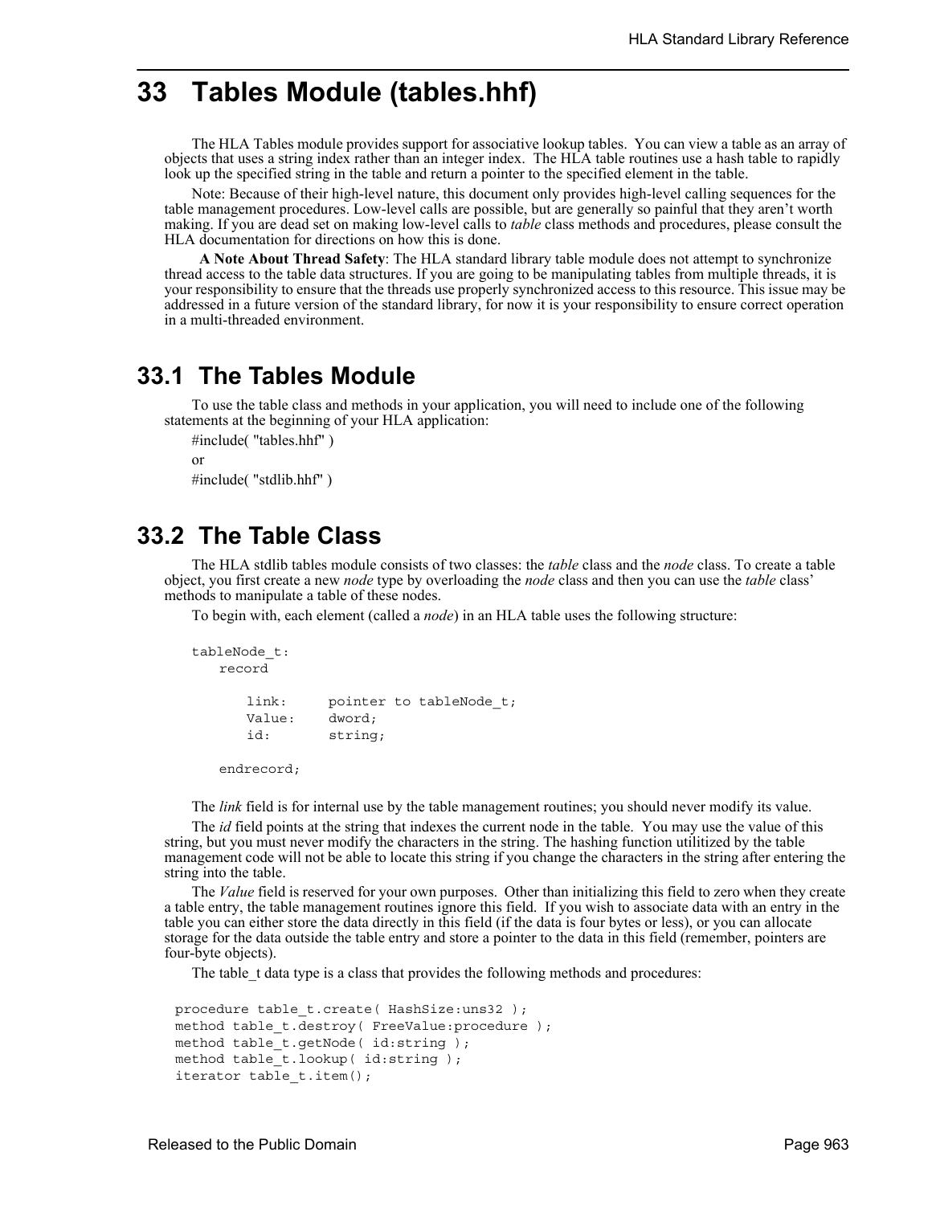# 33 Tables Module (tables.hhf)

The HLA Tables module provides support for associative lookup tables. You can view a table as an array of objects that uses a string index rather than an integer index. The HLA table routines use a hash table to rapidly look up the specified string in the table and return a pointer to the specified element in the table.

Note: Because of their high-level nature, this document only provides high-level calling sequences for the table management procedures. Low-level calls are possible, but are generally so painful that they aren't worth making. If you are dead set on making low-level calls to *table* class methods and procedures, please consult the HLA documentation for directions on how this is done.

**A Note About Thread Safety**: The HLA standard library table module does not attempt to synchronize thread access to the table data structures. If you are going to be manipulating tables from multiple threads, it is your responsibility to ensure that the threads use properly synchronized access to this resource. This issue may be addressed in a future version of the standard library, for now it is your responsibility to ensure correct operation in a multi-threaded environment.

## 33.1 The Tables Module

To use the table class and methods in your application, you will need to include one of the following statements at the beginning of your HLA application:

#include( "tables.hhf" )

or

#include( "stdlib.hhf" )

## 33.2 The Table Class

The HLA stdlib tables module consists of two classes: the *table* class and the *node* class. To create a table object, you first create a new *node* type by overloading the *node* class and then you can use the *table* class' methods to manipulate a table of these nodes.

To begin with, each element (called a *node*) in an HLA table uses the following structure:

```
tableNode_t:
    record

        link:     pointer to tableNode_t;
        Value:    dword;
        id:       string;

    endrecord;
```

The *link* field is for internal use by the table management routines; you should never modify its value.

The *id* field points at the string that indexes the current node in the table. You may use the value of this string, but you must never modify the characters in the string. The hashing function utilitized by the table management code will not be able to locate this string if you change the characters in the string after entering the string into the table.

The *Value* field is reserved for your own purposes. Other than initializing this field to zero when they create a table entry, the table management routines ignore this field. If you wish to associate data with an entry in the table you can either store the data directly in this field (if the data is four bytes or less), or you can allocate storage for the data outside the table entry and store a pointer to the data in this field (remember, pointers are four-byte objects).

The table_t data type is a class that provides the following methods and procedures:

```
procedure table_t.create( HashSize:uns32 );
method table_t.destroy( FreeValue:procedure );
method table_t.getNode( id:string );
method table_t.lookup( id:string );
iterator table_t.item();
```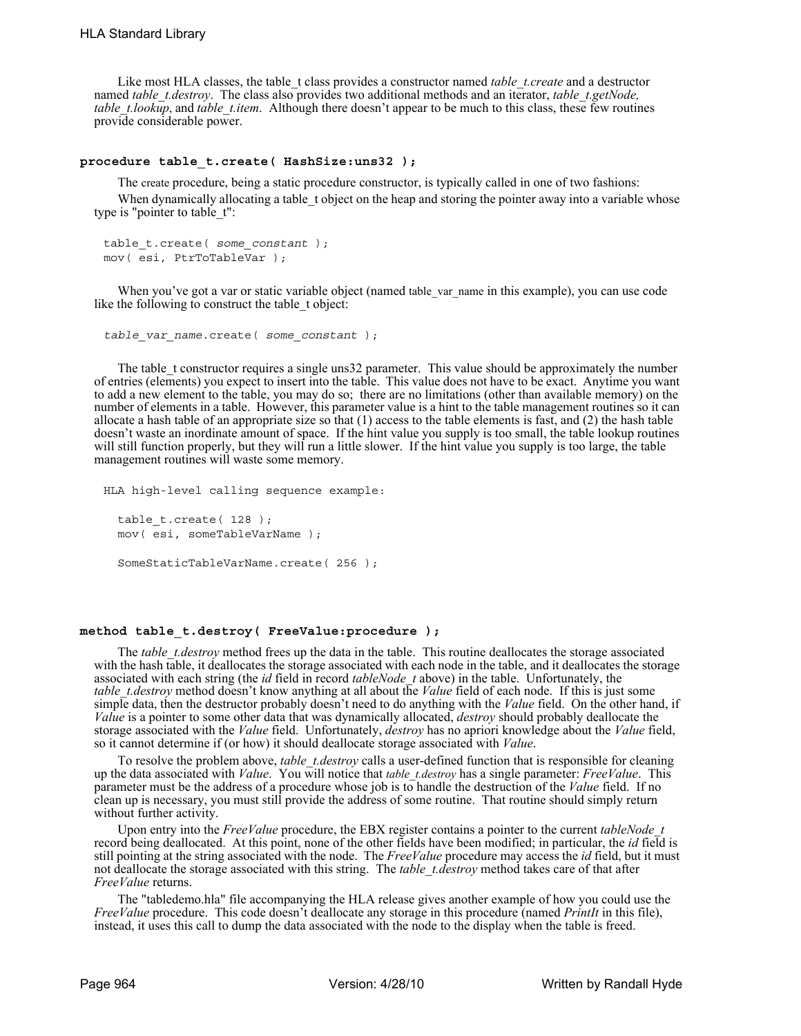Like most HLA classes, the table_t class provides a constructor named *table_t.create* and a destructor named *table_t.destroy*. The class also provides two additional methods and an iterator, *table_t.getNode, table_t.lookup*, and *table_t.item*. Although there doesn't appear to be much to this class, these few routines provide considerable power.

### procedure table_t.create( HashSize:uns32 );

The create procedure, being a static procedure constructor, is typically called in one of two fashions:

When dynamically allocating a table_t object on the heap and storing the pointer away into a variable whose type is "pointer to table_t":

```
table_t.create( some_constant );
mov( esi, PtrToTableVar );
```

When you've got a var or static variable object (named table_var_name in this example), you can use code like the following to construct the table_t object:

```
table_var_name.create( some_constant );
```

The table_t constructor requires a single uns32 parameter. This value should be approximately the number of entries (elements) you expect to insert into the table. This value does not have to be exact. Anytime you want to add a new element to the table, you may do so; there are no limitations (other than available memory) on the number of elements in a table. However, this parameter value is a hint to the table management routines so it can allocate a hash table of an appropriate size so that (1) access to the table elements is fast, and (2) the hash table doesn't waste an inordinate amount of space. If the hint value you supply is too small, the table lookup routines will still function properly, but they will run a little slower. If the hint value you supply is too large, the table management routines will waste some memory.

```
HLA high-level calling sequence example:

  table_t.create( 128 );
  mov( esi, someTableVarName );

  SomeStaticTableVarName.create( 256 );
```

### method table_t.destroy( FreeValue:procedure );

The *table_t.destroy* method frees up the data in the table. This routine deallocates the storage associated with the hash table, it deallocates the storage associated with each node in the table, and it deallocates the storage associated with each string (the *id* field in record *tableNode_t* above) in the table. Unfortunately, the *table_t.destroy* method doesn't know anything at all about the *Value* field of each node. If this is just some simple data, then the destructor probably doesn't need to do anything with the *Value* field. On the other hand, if *Value* is a pointer to some other data that was dynamically allocated, *destroy* should probably deallocate the storage associated with the *Value* field. Unfortunately, *destroy* has no apriori knowledge about the *Value* field, so it cannot determine if (or how) it should deallocate storage associated with *Value*.

To resolve the problem above, *table_t.destroy* calls a user-defined function that is responsible for cleaning up the data associated with *Value*. You will notice that *table_t.destroy* has a single parameter: *FreeValue*. This parameter must be the address of a procedure whose job is to handle the destruction of the *Value* field. If no clean up is necessary, you must still provide the address of some routine. That routine should simply return without further activity.

Upon entry into the *FreeValue* procedure, the EBX register contains a pointer to the current *tableNode_t* record being deallocated. At this point, none of the other fields have been modified; in particular, the *id* field is still pointing at the string associated with the node. The *FreeValue* procedure may access the *id* field, but it must not deallocate the storage associated with this string. The *table_t.destroy* method takes care of that after *FreeValue* returns.

The "tabledemo.hla" file accompanying the HLA release gives another example of how you could use the *FreeValue* procedure. This code doesn't deallocate any storage in this procedure (named *PrintIt* in this file), instead, it uses this call to dump the data associated with the node to the display when the table is freed.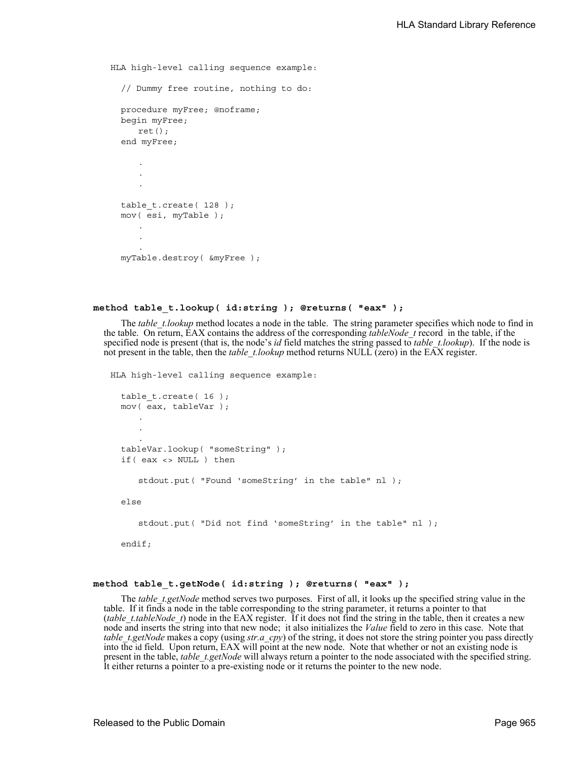```
HLA high-level calling sequence example:

  // Dummy free routine, nothing to do:

  procedure myFree; @noframe;
  begin myFree;
      ret();
  end myFree;

      .
      .
      .

  table_t.create( 128 );
  mov( esi, myTable );
      .
      .
      .
  myTable.destroy( &myFree );
```

### method table_t.lookup( id:string ); @returns( "eax" );

The *table_t.lookup* method locates a node in the table. The string parameter specifies which node to find in the table. On return, EAX contains the address of the corresponding *tableNode_t* record in the table, if the specified node is present (that is, the node's *id* field matches the string passed to *table_t.lookup*). If the node is not present in the table, then the *table_t.lookup* method returns NULL (zero) in the EAX register.

```
HLA high-level calling sequence example:

  table_t.create( 16 );
  mov( eax, tableVar );
      .
      .
      .
  tableVar.lookup( "someString" );
  if( eax <> NULL ) then

      stdout.put( "Found 'someString' in the table" nl );

  else

      stdout.put( "Did not find 'someString' in the table" nl );

  endif;
```

### method table_t.getNode( id:string ); @returns( "eax" );

The *table_t.getNode* method serves two purposes. First of all, it looks up the specified string value in the table. If it finds a node in the table corresponding to the string parameter, it returns a pointer to that (*table_t.tableNode_t*) node in the EAX register. If it does not find the string in the table, then it creates a new node and inserts the string into that new node; it also initializes the *Value* field to zero in this case. Note that *table_t.getNode* makes a copy (using *str.a_cpy*) of the string, it does not store the string pointer you pass directly into the id field. Upon return, EAX will point at the new node. Note that whether or not an existing node is present in the table, *table_t.getNode* will always return a pointer to the node associated with the specified string. It either returns a pointer to a pre-existing node or it returns the pointer to the new node.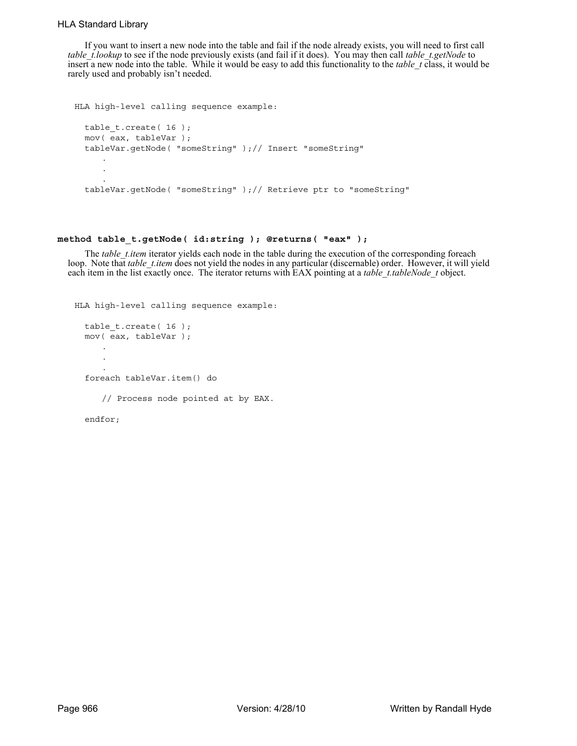If you want to insert a new node into the table and fail if the node already exists, you will need to first call *table_t.lookup* to see if the node previously exists (and fail if it does). You may then call *table_t.getNode* to insert a new node into the table. While it would be easy to add this functionality to the *table_t* class, it would be rarely used and probably isn't needed.

```
HLA high-level calling sequence example:

  table_t.create( 16 );
  mov( eax, tableVar );
  tableVar.getNode( "someString" );// Insert "someString"
     .
     .
     .
  tableVar.getNode( "someString" );// Retrieve ptr to "someString"
```

### **method table_t.getNode( id:string ); @returns( "eax" );**

The *table_t.item* iterator yields each node in the table during the execution of the corresponding foreach loop. Note that *table_t.item* does not yield the nodes in any particular (discernable) order. However, it will yield each item in the list exactly once. The iterator returns with EAX pointing at a *table_t.tableNode_t* object.

```
HLA high-level calling sequence example:

  table_t.create( 16 );
  mov( eax, tableVar );
     .
     .
     .
  foreach tableVar.item() do

     // Process node pointed at by EAX.

  endfor;
```